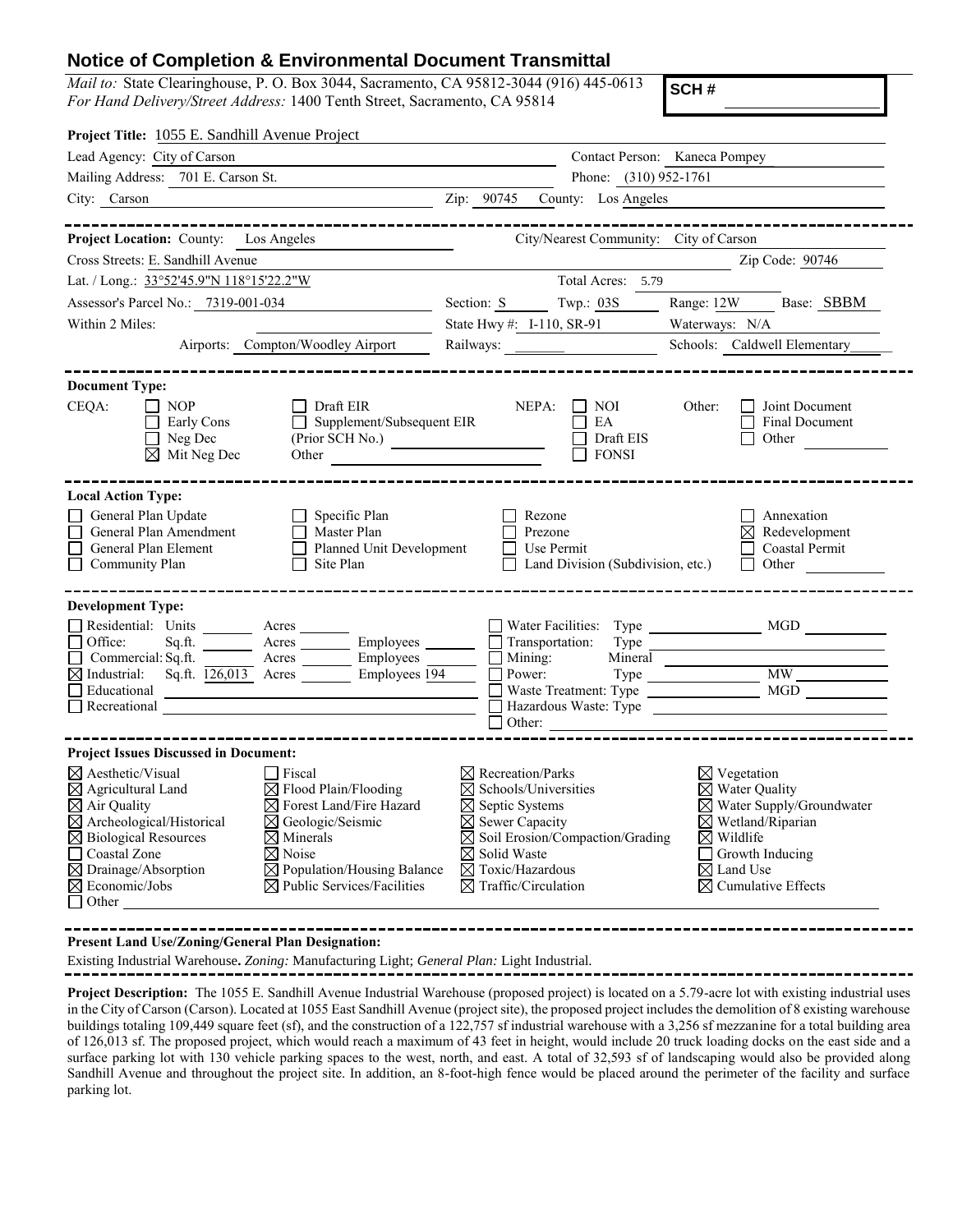# Notice of Completion & Environmental Document Transmittal

*Mail to:* State Clearinghouse, P. O. Box 3044, Sacramento, CA 95812-3044 (916) 445-0613
*For Hand Delivery/Street Address:* 1400 Tenth Street, Sacramento, CA 95814

**SCH #**

**Project Title:** 1055 E. Sandhill Avenue Project

Lead Agency: City of Carson
Contact Person: Kaneca Pompey
Mailing Address: 701 E. Carson St.
Phone: (310) 952-1761
City: Carson
Zip: 90745
County: Los Angeles

---

**Project Location:** County: Los Angeles
City/Nearest Community: City of Carson
Cross Streets: E. Sandhill Avenue
Zip Code: 90746
Lat. / Long.: 33°52'45.9"N 118°15'22.2"W
Total Acres: 5.79
Assessor's Parcel No.: 7319-001-034
Section: S
Twp.: 03S
Range: 12W
Base: SBBM
Within 2 Miles:
State Hwy #: I-110, SR-91
Waterways: N/A
Airports: Compton/Woodley Airport
Railways:
Schools: Caldwell Elementary

---

**Document Type:**

CEQA:
- ☐ NOP
- ☐ Early Cons
- ☐ Neg Dec
- ☒ Mit Neg Dec
- ☐ Draft EIR
- ☐ Supplement/Subsequent EIR (Prior SCH No.)
- Other

NEPA:
- ☐ NOI
- ☐ EA
- ☐ Draft EIS
- ☐ FONSI

Other:
- ☐ Joint Document
- ☐ Final Document
- ☐ Other

---

**Local Action Type:**

- ☐ General Plan Update
- ☐ General Plan Amendment
- ☐ General Plan Element
- ☐ Community Plan
- ☐ Specific Plan
- ☐ Master Plan
- ☐ Planned Unit Development
- ☐ Site Plan
- ☐ Rezone
- ☐ Prezone
- ☐ Use Permit
- ☐ Land Division (Subdivision, etc.)
- ☐ Annexation
- ☒ Redevelopment
- ☐ Coastal Permit
- ☐ Other

---

**Development Type:**

- ☐ Residential: Units Acres
- ☐ Office: Sq.ft. Acres Employees
- ☐ Commercial: Sq.ft. Acres Employees
- ☒ Industrial: Sq.ft. 126,013 Acres Employees 194
- ☐ Educational
- ☐ Recreational
- ☐ Water Facilities: Type MGD
- ☐ Transportation: Type
- ☐ Mining: Mineral
- ☐ Power: Type MW
- ☐ Waste Treatment: Type MGD
- ☐ Hazardous Waste: Type
- ☐ Other:

---

**Project Issues Discussed in Document:**

- ☒ Aesthetic/Visual
- ☒ Agricultural Land
- ☒ Air Quality
- ☒ Archeological/Historical
- ☒ Biological Resources
- ☐ Coastal Zone
- ☒ Drainage/Absorption
- ☒ Economic/Jobs
- ☐ Fiscal
- ☒ Flood Plain/Flooding
- ☒ Forest Land/Fire Hazard
- ☒ Geologic/Seismic
- ☒ Minerals
- ☒ Noise
- ☒ Population/Housing Balance
- ☒ Public Services/Facilities
- ☒ Recreation/Parks
- ☒ Schools/Universities
- ☒ Septic Systems
- ☒ Sewer Capacity
- ☒ Soil Erosion/Compaction/Grading
- ☒ Solid Waste
- ☒ Toxic/Hazardous
- ☒ Traffic/Circulation
- ☒ Vegetation
- ☒ Water Quality
- ☒ Water Supply/Groundwater
- ☒ Wetland/Riparian
- ☒ Wildlife
- ☐ Growth Inducing
- ☒ Land Use
- ☒ Cumulative Effects
- ☐ Other

---

**Present Land Use/Zoning/General Plan Designation:**

Existing Industrial Warehouse**.** *Zoning:* Manufacturing Light; *General Plan:* Light Industrial.

---

**Project Description:** The 1055 E. Sandhill Avenue Industrial Warehouse (proposed project) is located on a 5.79-acre lot with existing industrial uses in the City of Carson (Carson). Located at 1055 East Sandhill Avenue (project site), the proposed project includes the demolition of 8 existing warehouse buildings totaling 109,449 square feet (sf), and the construction of a 122,757 sf industrial warehouse with a 3,256 sf mezzanine for a total building area of 126,013 sf. The proposed project, which would reach a maximum of 43 feet in height, would include 20 truck loading docks on the east side and a surface parking lot with 130 vehicle parking spaces to the west, north, and east. A total of 32,593 sf of landscaping would also be provided along Sandhill Avenue and throughout the project site. In addition, an 8-foot-high fence would be placed around the perimeter of the facility and surface parking lot.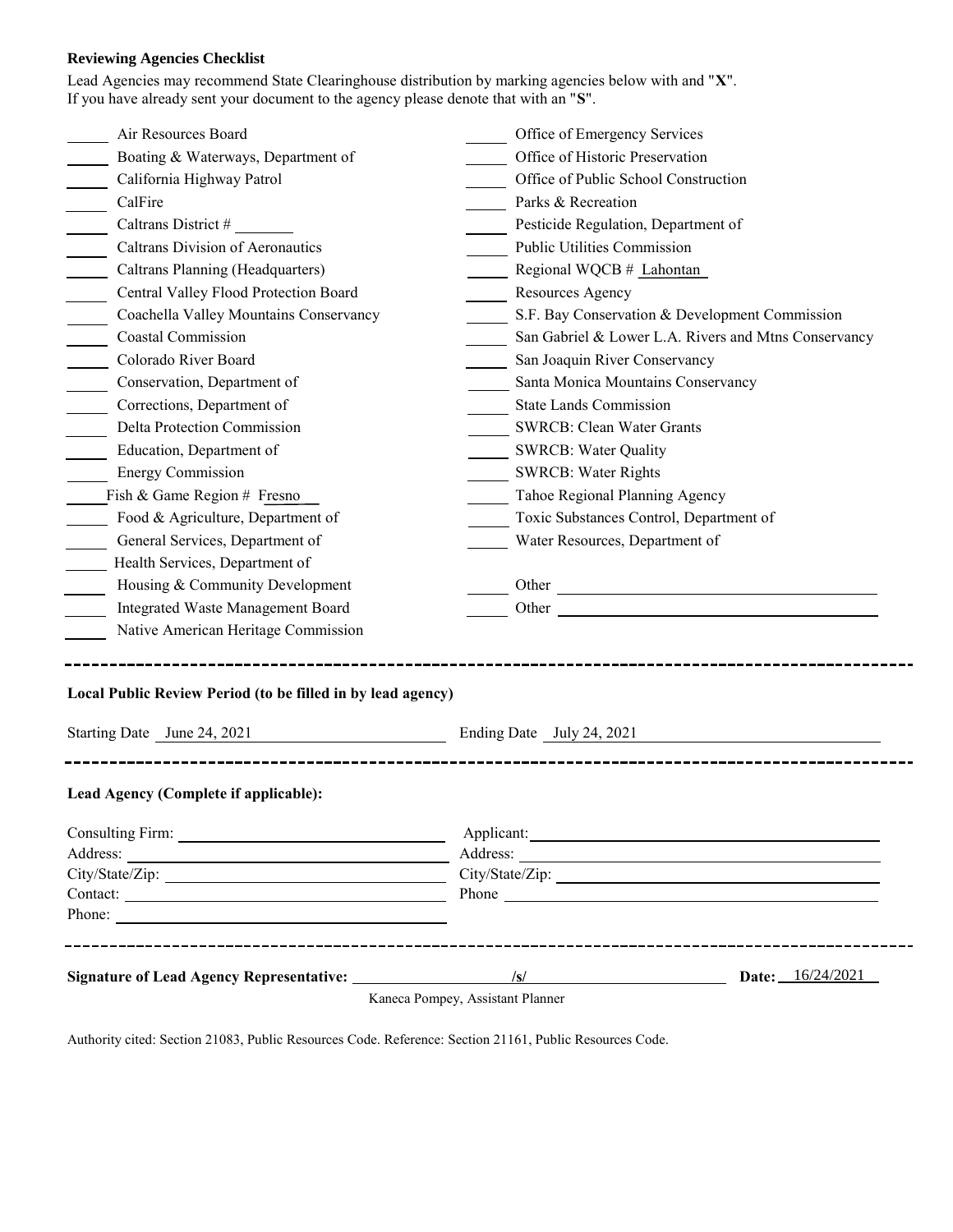**Reviewing Agencies Checklist**

Lead Agencies may recommend State Clearinghouse distribution by marking agencies below with and "**X**".
If you have already sent your document to the agency please denote that with an "**S**".

| | |
|---|---|
| _____ Air Resources Board | _____ Office of Emergency Services |
| _____ Boating & Waterways, Department of | _____ Office of Historic Preservation |
| _____ California Highway Patrol | _____ Office of Public School Construction |
| _____ CalFire | _____ Parks & Recreation |
| _____ Caltrans District # _______ | _____ Pesticide Regulation, Department of |
| _____ Caltrans Division of Aeronautics | _____ Public Utilities Commission |
| _____ Caltrans Planning (Headquarters) | _____ Regional WQCB # Lahontan |
| _____ Central Valley Flood Protection Board | _____ Resources Agency |
| _____ Coachella Valley Mountains Conservancy | _____ S.F. Bay Conservation & Development Commission |
| _____ Coastal Commission | _____ San Gabriel & Lower L.A. Rivers and Mtns Conservancy |
| _____ Colorado River Board | _____ San Joaquin River Conservancy |
| _____ Conservation, Department of | _____ Santa Monica Mountains Conservancy |
| _____ Corrections, Department of | _____ State Lands Commission |
| _____ Delta Protection Commission | _____ SWRCB: Clean Water Grants |
| _____ Education, Department of | _____ SWRCB: Water Quality |
| _____ Energy Commission | _____ SWRCB: Water Rights |
| _____ Fish & Game Region # Fresno | _____ Tahoe Regional Planning Agency |
| _____ Food & Agriculture, Department of | _____ Toxic Substances Control, Department of |
| _____ General Services, Department of | _____ Water Resources, Department of |
| _____ Health Services, Department of | |
| _____ Housing & Community Development | _____ Other _______________ |
| _____ Integrated Waste Management Board | _____ Other _______________ |
| _____ Native American Heritage Commission | |

**Local Public Review Period (to be filled in by lead agency)**

Starting Date June 24, 2021 Ending Date July 24, 2021

**Lead Agency (Complete if applicable):**

| | |
|---|---|
| Consulting Firm: | Applicant: |
| Address: | Address: |
| City/State/Zip: | City/State/Zip: |
| Contact: | Phone |
| Phone: | |

**Signature of Lead Agency Representative:** /s/ **Date:** 16/24/2021

Kaneca Pompey, Assistant Planner

Authority cited: Section 21083, Public Resources Code. Reference: Section 21161, Public Resources Code.